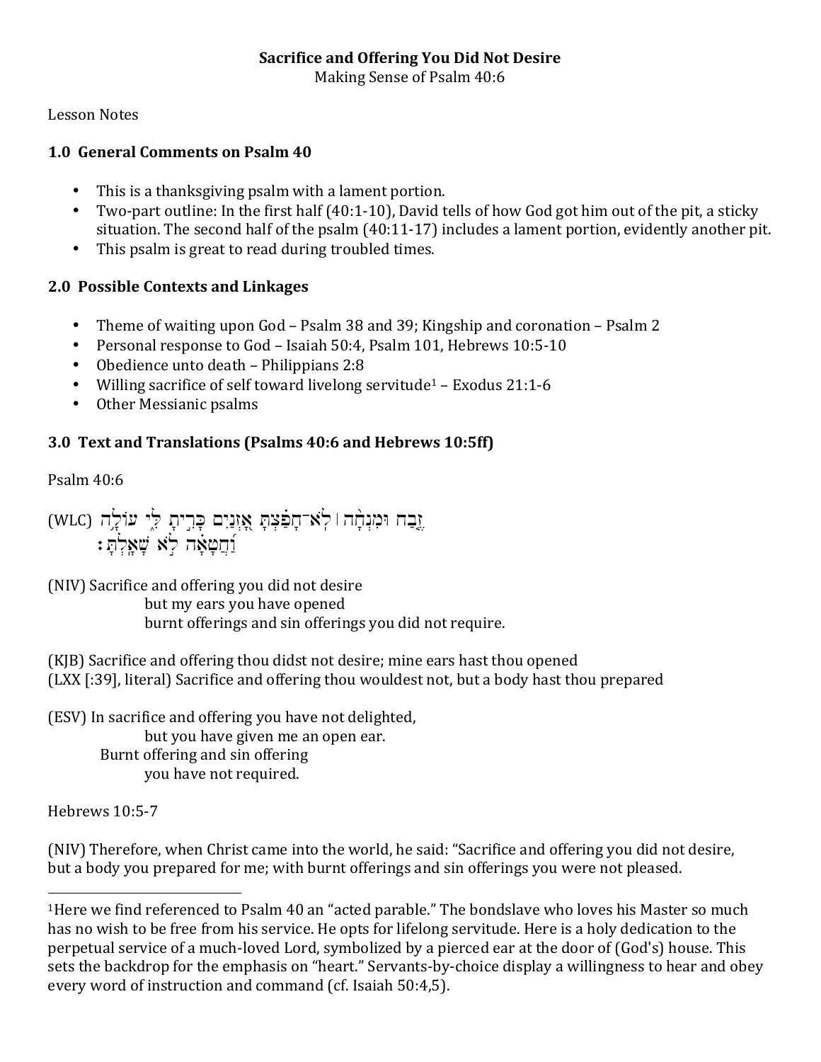**Sacrifice and Offering You Did Not Desire**

Making Sense of Psalm 40:6

Lesson Notes

### 1.0 General Comments on Psalm 40

- This is a thanksgiving psalm with a lament portion.
- Two-part outline: In the first half (40:1-10), David tells of how God got him out of the pit, a sticky situation. The second half of the psalm (40:11-17) includes a lament portion, evidently another pit.
- This psalm is great to read during troubled times.

### 2.0 Possible Contexts and Linkages

- Theme of waiting upon God – Psalm 38 and 39; Kingship and coronation – Psalm 2
- Personal response to God – Isaiah 50:4, Psalm 101, Hebrews 10:5-10
- Obedience unto death – Philippians 2:8
- Willing sacrifice of self toward livelong servitude[1] – Exodus 21:1-6
- Other Messianic psalms

### 3.0 Text and Translations (Psalms 40:6 and Hebrews 10:5ff)

Psalm 40:6

(WLC) זֶ֤בַח וּמִנְחָ֨ה ׀ לֹֽא־חָפַ֗צְתָּ אָ֭זְנַיִם כָּרִ֣יתָ לִּ֑י עוֹלָ֥ה וַ֝חֲטָאָ֗ה לֹ֣א שָׁאָֽלְתָּ׃

(NIV) Sacrifice and offering you did not desire
but my ears you have opened
burnt offerings and sin offerings you did not require.

(KJB) Sacrifice and offering thou didst not desire; mine ears hast thou opened
(LXX [:39], literal) Sacrifice and offering thou wouldest not, but a body hast thou prepared

(ESV) In sacrifice and offering you have not delighted,
but you have given me an open ear.
Burnt offering and sin offering
you have not required.

Hebrews 10:5-7

(NIV) Therefore, when Christ came into the world, he said: "Sacrifice and offering you did not desire, but a body you prepared for me; with burnt offerings and sin offerings you were not pleased.

---

[1]Here we find referenced to Psalm 40 an "acted parable." The bondslave who loves his Master so much has no wish to be free from his service. He opts for lifelong servitude. Here is a holy dedication to the perpetual service of a much-loved Lord, symbolized by a pierced ear at the door of (God's) house. This sets the backdrop for the emphasis on "heart." Servants-by-choice display a willingness to hear and obey every word of instruction and command (cf. Isaiah 50:4,5).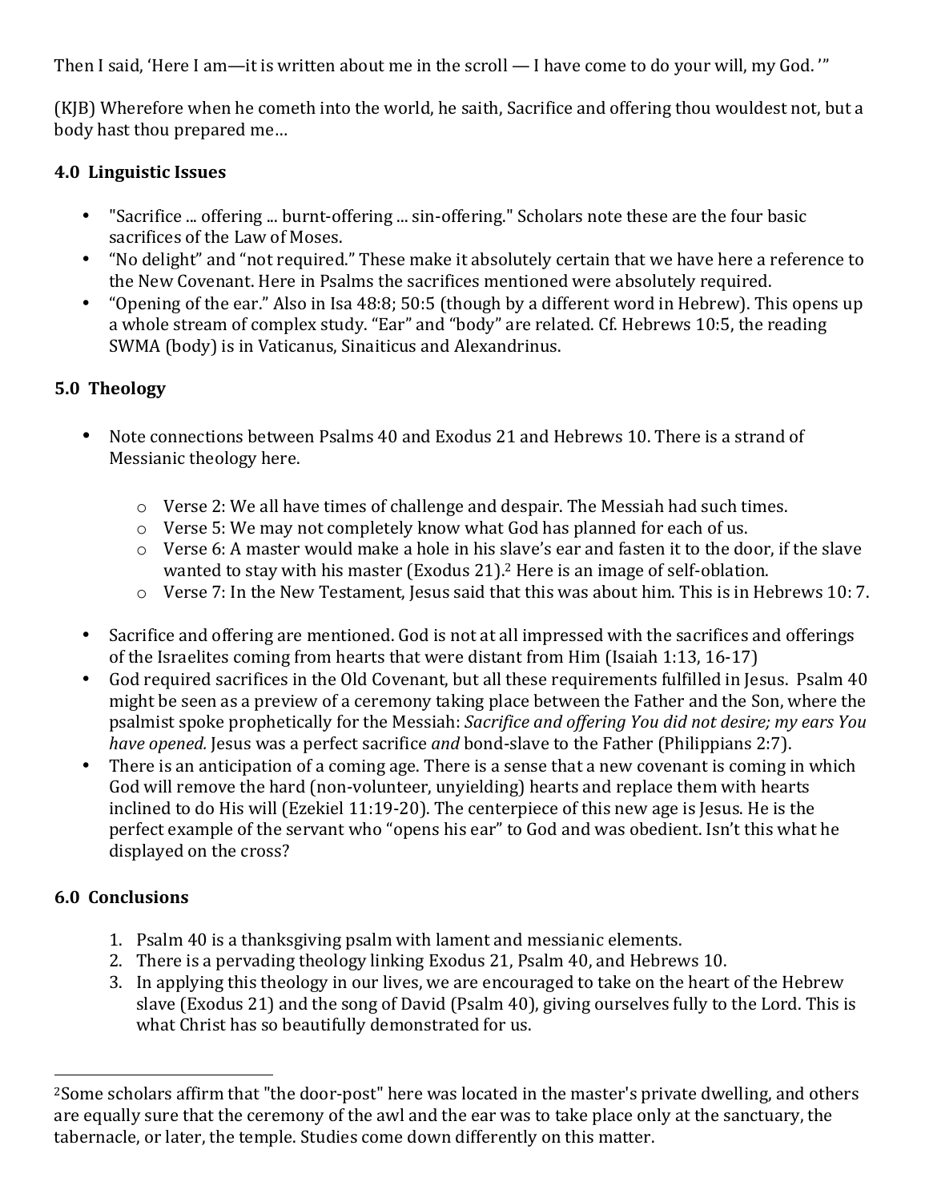Then I said, 'Here I am—it is written about me in the scroll — I have come to do your will, my God. '"

(KJB) Wherefore when he cometh into the world, he saith, Sacrifice and offering thou wouldest not, but a body hast thou prepared me…

## 4.0 Linguistic Issues

- "Sacrifice ... offering ... burnt-offering ... sin-offering." Scholars note these are the four basic sacrifices of the Law of Moses.
- "No delight" and "not required." These make it absolutely certain that we have here a reference to the New Covenant. Here in Psalms the sacrifices mentioned were absolutely required.
- "Opening of the ear." Also in Isa 48:8; 50:5 (though by a different word in Hebrew). This opens up a whole stream of complex study. "Ear" and "body" are related. Cf. Hebrews 10:5, the reading SWMA (body) is in Vaticanus, Sinaiticus and Alexandrinus.

## 5.0 Theology

- Note connections between Psalms 40 and Exodus 21 and Hebrews 10. There is a strand of Messianic theology here.
  - Verse 2: We all have times of challenge and despair. The Messiah had such times.
  - Verse 5: We may not completely know what God has planned for each of us.
  - Verse 6: A master would make a hole in his slave's ear and fasten it to the door, if the slave wanted to stay with his master (Exodus 21).[2] Here is an image of self-oblation.
  - Verse 7: In the New Testament, Jesus said that this was about him. This is in Hebrews 10: 7.
- Sacrifice and offering are mentioned. God is not at all impressed with the sacrifices and offerings of the Israelites coming from hearts that were distant from Him (Isaiah 1:13, 16-17)
- God required sacrifices in the Old Covenant, but all these requirements fulfilled in Jesus. Psalm 40 might be seen as a preview of a ceremony taking place between the Father and the Son, where the psalmist spoke prophetically for the Messiah: *Sacrifice and offering You did not desire; my ears You have opened.* Jesus was a perfect sacrifice *and* bond-slave to the Father (Philippians 2:7).
- There is an anticipation of a coming age. There is a sense that a new covenant is coming in which God will remove the hard (non-volunteer, unyielding) hearts and replace them with hearts inclined to do His will (Ezekiel 11:19-20). The centerpiece of this new age is Jesus. He is the perfect example of the servant who "opens his ear" to God and was obedient. Isn't this what he displayed on the cross?

## 6.0 Conclusions

1. Psalm 40 is a thanksgiving psalm with lament and messianic elements.
2. There is a pervading theology linking Exodus 21, Psalm 40, and Hebrews 10.
3. In applying this theology in our lives, we are encouraged to take on the heart of the Hebrew slave (Exodus 21) and the song of David (Psalm 40), giving ourselves fully to the Lord. This is what Christ has so beautifully demonstrated for us.

---

[2]Some scholars affirm that "the door-post" here was located in the master's private dwelling, and others are equally sure that the ceremony of the awl and the ear was to take place only at the sanctuary, the tabernacle, or later, the temple. Studies come down differently on this matter.